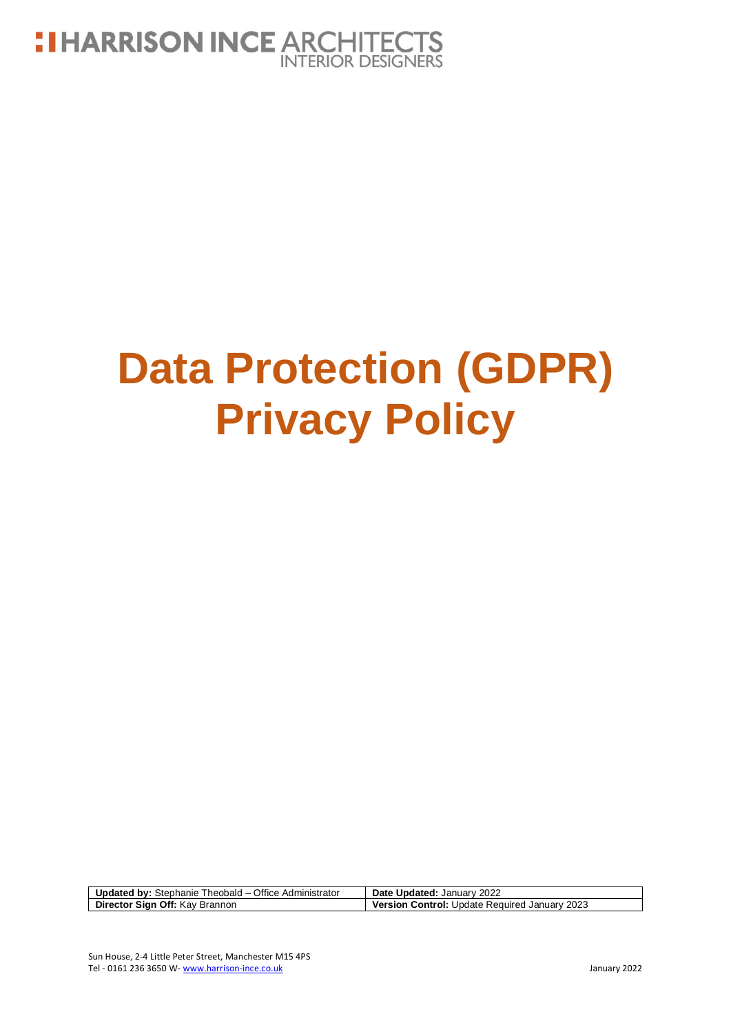HARRISON INCE ARCHITECTS
INTERIOR DESIGNERS

# Data Protection (GDPR) Privacy Policy

| **Updated by:** Stephanie Theobald – Office Administrator | **Date Updated:** January 2022 |
|---|---|
| **Director Sign Off:** Kay Brannon | **Version Control:** Update Required January 2023 |

Sun House, 2-4 Little Peter Street, Manchester M15 4PS
Tel - 0161 236 3650 W- www.harrison-ince.co.uk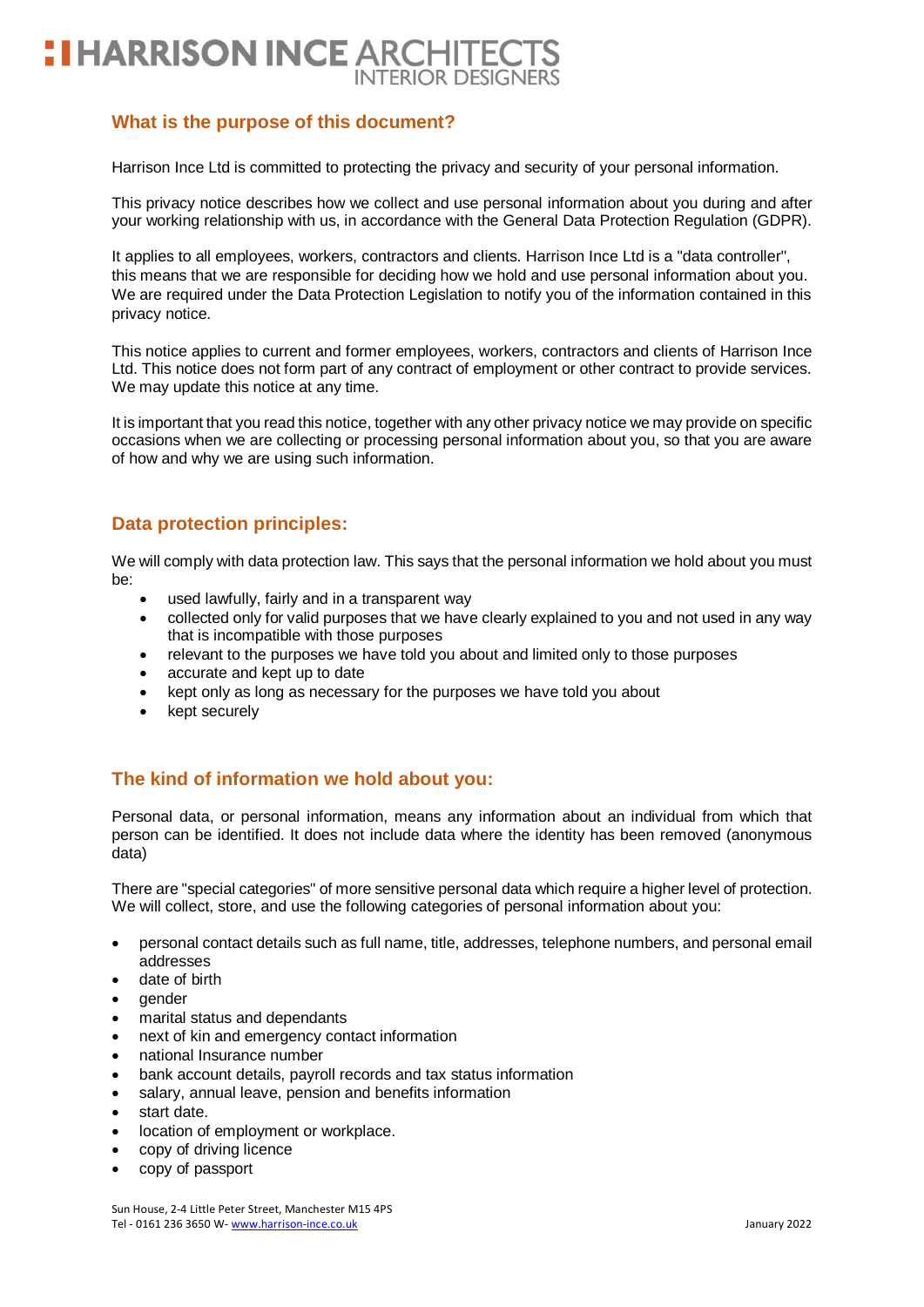## What is the purpose of this document?

Harrison Ince Ltd is committed to protecting the privacy and security of your personal information.

This privacy notice describes how we collect and use personal information about you during and after your working relationship with us, in accordance with the General Data Protection Regulation (GDPR).

It applies to all employees, workers, contractors and clients. Harrison Ince Ltd is a "data controller", this means that we are responsible for deciding how we hold and use personal information about you. We are required under the Data Protection Legislation to notify you of the information contained in this privacy notice.

This notice applies to current and former employees, workers, contractors and clients of Harrison Ince Ltd. This notice does not form part of any contract of employment or other contract to provide services. We may update this notice at any time.

It is important that you read this notice, together with any other privacy notice we may provide on specific occasions when we are collecting or processing personal information about you, so that you are aware of how and why we are using such information.

## Data protection principles:

We will comply with data protection law. This says that the personal information we hold about you must be:

- used lawfully, fairly and in a transparent way
- collected only for valid purposes that we have clearly explained to you and not used in any way that is incompatible with those purposes
- relevant to the purposes we have told you about and limited only to those purposes
- accurate and kept up to date
- kept only as long as necessary for the purposes we have told you about
- kept securely

## The kind of information we hold about you:

Personal data, or personal information, means any information about an individual from which that person can be identified. It does not include data where the identity has been removed (anonymous data)

There are "special categories" of more sensitive personal data which require a higher level of protection. We will collect, store, and use the following categories of personal information about you:

- personal contact details such as full name, title, addresses, telephone numbers, and personal email addresses
- date of birth
- gender
- marital status and dependants
- next of kin and emergency contact information
- national Insurance number
- bank account details, payroll records and tax status information
- salary, annual leave, pension and benefits information
- start date.
- location of employment or workplace.
- copy of driving licence
- copy of passport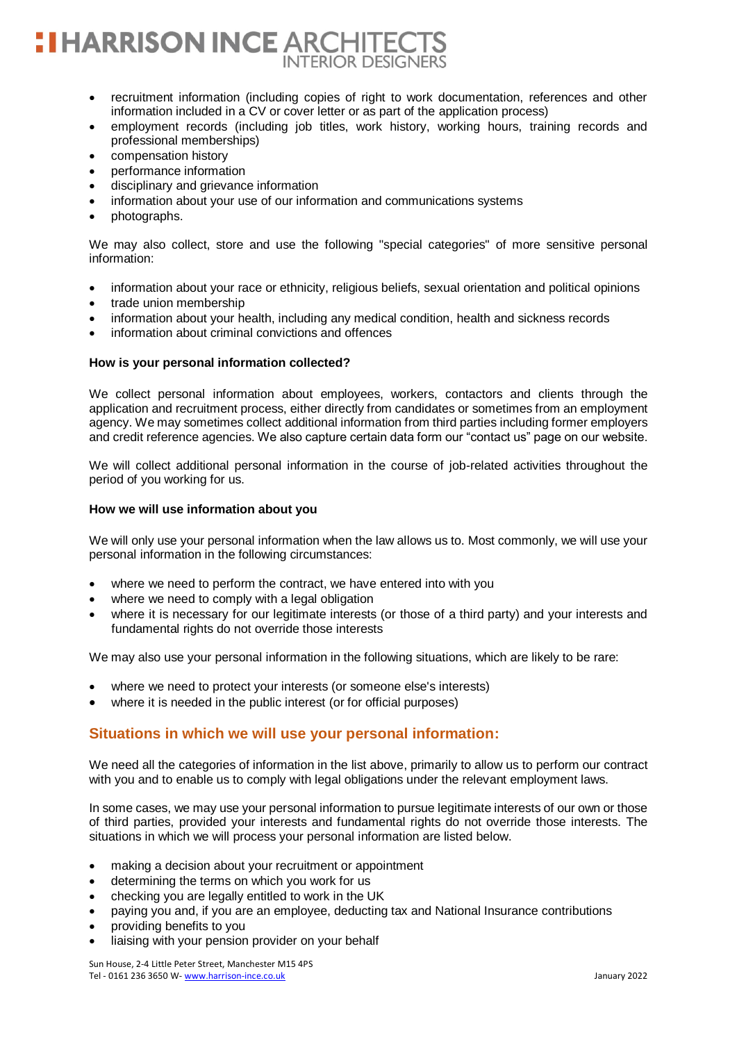- recruitment information (including copies of right to work documentation, references and other information included in a CV or cover letter or as part of the application process)
- employment records (including job titles, work history, working hours, training records and professional memberships)
- compensation history
- performance information
- disciplinary and grievance information
- information about your use of our information and communications systems
- photographs.

We may also collect, store and use the following "special categories" of more sensitive personal information:

- information about your race or ethnicity, religious beliefs, sexual orientation and political opinions
- trade union membership
- information about your health, including any medical condition, health and sickness records
- information about criminal convictions and offences

**How is your personal information collected?**

We collect personal information about employees, workers, contactors and clients through the application and recruitment process, either directly from candidates or sometimes from an employment agency. We may sometimes collect additional information from third parties including former employers and credit reference agencies. We also capture certain data form our "contact us" page on our website.

We will collect additional personal information in the course of job-related activities throughout the period of you working for us.

**How we will use information about you**

We will only use your personal information when the law allows us to. Most commonly, we will use your personal information in the following circumstances:

- where we need to perform the contract, we have entered into with you
- where we need to comply with a legal obligation
- where it is necessary for our legitimate interests (or those of a third party) and your interests and fundamental rights do not override those interests

We may also use your personal information in the following situations, which are likely to be rare:

- where we need to protect your interests (or someone else's interests)
- where it is needed in the public interest (or for official purposes)

## Situations in which we will use your personal information:

We need all the categories of information in the list above, primarily to allow us to perform our contract with you and to enable us to comply with legal obligations under the relevant employment laws.

In some cases, we may use your personal information to pursue legitimate interests of our own or those of third parties, provided your interests and fundamental rights do not override those interests. The situations in which we will process your personal information are listed below.

- making a decision about your recruitment or appointment
- determining the terms on which you work for us
- checking you are legally entitled to work in the UK
- paying you and, if you are an employee, deducting tax and National Insurance contributions
- providing benefits to you
- liaising with your pension provider on your behalf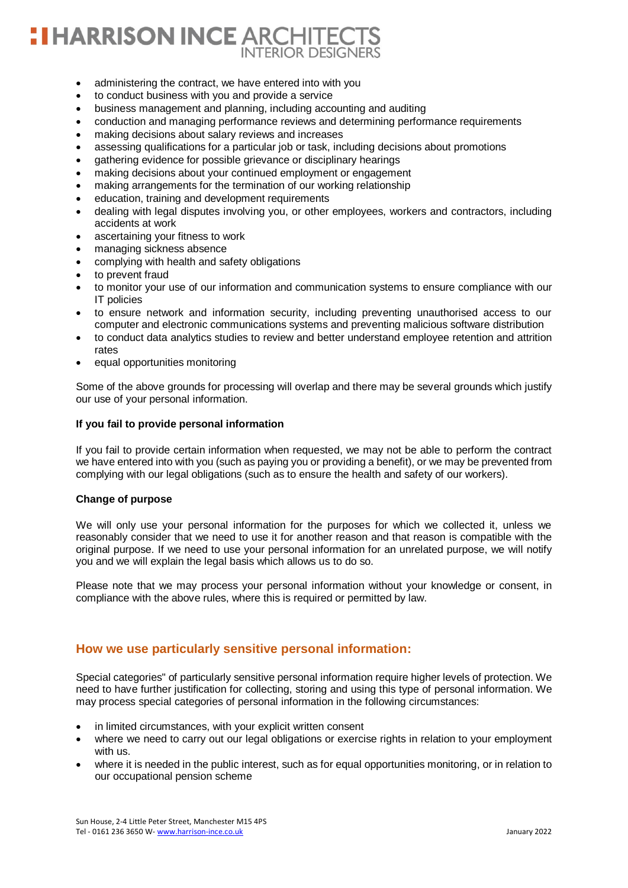- administering the contract, we have entered into with you
- to conduct business with you and provide a service
- business management and planning, including accounting and auditing
- conduction and managing performance reviews and determining performance requirements
- making decisions about salary reviews and increases
- assessing qualifications for a particular job or task, including decisions about promotions
- gathering evidence for possible grievance or disciplinary hearings
- making decisions about your continued employment or engagement
- making arrangements for the termination of our working relationship
- education, training and development requirements
- dealing with legal disputes involving you, or other employees, workers and contractors, including accidents at work
- ascertaining your fitness to work
- managing sickness absence
- complying with health and safety obligations
- to prevent fraud
- to monitor your use of our information and communication systems to ensure compliance with our IT policies
- to ensure network and information security, including preventing unauthorised access to our computer and electronic communications systems and preventing malicious software distribution
- to conduct data analytics studies to review and better understand employee retention and attrition rates
- equal opportunities monitoring

Some of the above grounds for processing will overlap and there may be several grounds which justify our use of your personal information.

**If you fail to provide personal information**

If you fail to provide certain information when requested, we may not be able to perform the contract we have entered into with you (such as paying you or providing a benefit), or we may be prevented from complying with our legal obligations (such as to ensure the health and safety of our workers).

**Change of purpose**

We will only use your personal information for the purposes for which we collected it, unless we reasonably consider that we need to use it for another reason and that reason is compatible with the original purpose. If we need to use your personal information for an unrelated purpose, we will notify you and we will explain the legal basis which allows us to do so.

Please note that we may process your personal information without your knowledge or consent, in compliance with the above rules, where this is required or permitted by law.

## How we use particularly sensitive personal information:

Special categories" of particularly sensitive personal information require higher levels of protection. We need to have further justification for collecting, storing and using this type of personal information. We may process special categories of personal information in the following circumstances:

- in limited circumstances, with your explicit written consent
- where we need to carry out our legal obligations or exercise rights in relation to your employment with us.
- where it is needed in the public interest, such as for equal opportunities monitoring, or in relation to our occupational pension scheme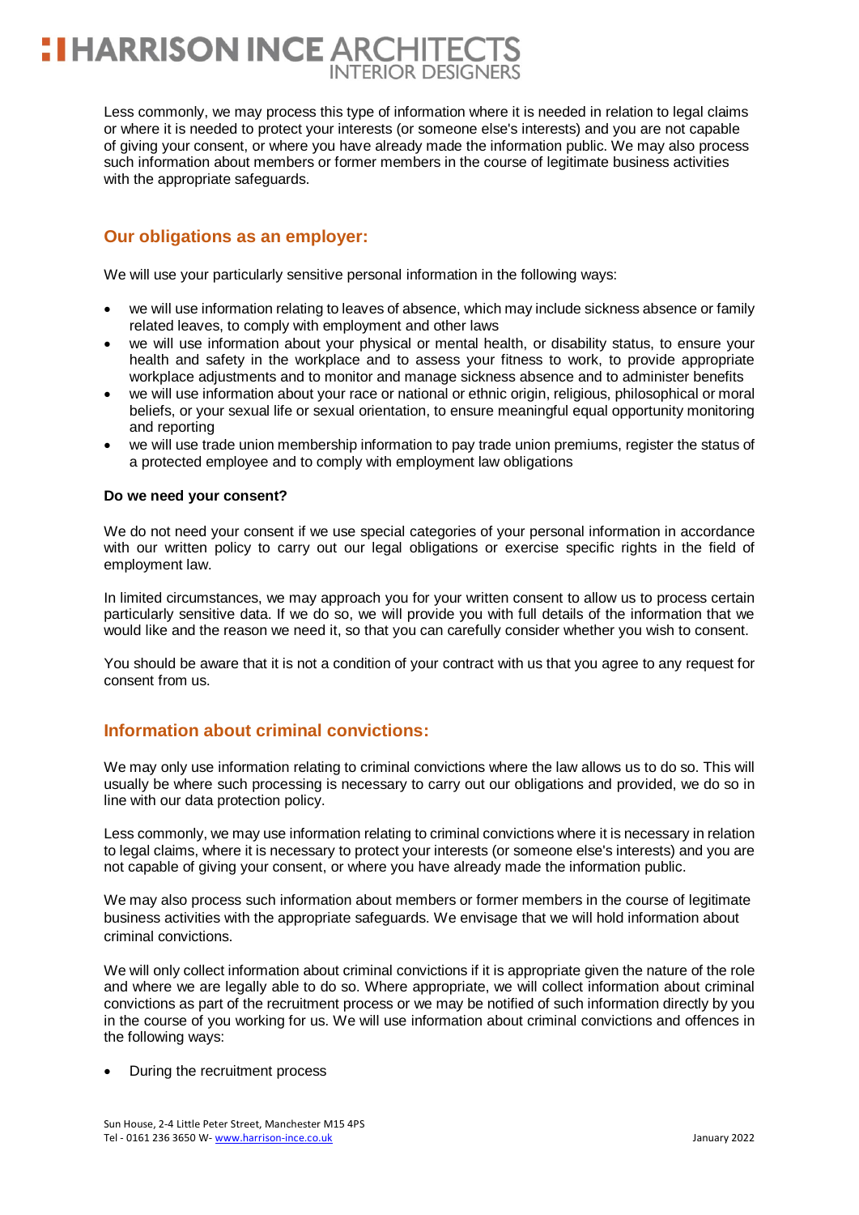Less commonly, we may process this type of information where it is needed in relation to legal claims or where it is needed to protect your interests (or someone else's interests) and you are not capable of giving your consent, or where you have already made the information public. We may also process such information about members or former members in the course of legitimate business activities with the appropriate safeguards.

## Our obligations as an employer:

We will use your particularly sensitive personal information in the following ways:

- we will use information relating to leaves of absence, which may include sickness absence or family related leaves, to comply with employment and other laws
- we will use information about your physical or mental health, or disability status, to ensure your health and safety in the workplace and to assess your fitness to work, to provide appropriate workplace adjustments and to monitor and manage sickness absence and to administer benefits
- we will use information about your race or national or ethnic origin, religious, philosophical or moral beliefs, or your sexual life or sexual orientation, to ensure meaningful equal opportunity monitoring and reporting
- we will use trade union membership information to pay trade union premiums, register the status of a protected employee and to comply with employment law obligations

**Do we need your consent?**

We do not need your consent if we use special categories of your personal information in accordance with our written policy to carry out our legal obligations or exercise specific rights in the field of employment law.

In limited circumstances, we may approach you for your written consent to allow us to process certain particularly sensitive data. If we do so, we will provide you with full details of the information that we would like and the reason we need it, so that you can carefully consider whether you wish to consent.

You should be aware that it is not a condition of your contract with us that you agree to any request for consent from us.

## Information about criminal convictions:

We may only use information relating to criminal convictions where the law allows us to do so. This will usually be where such processing is necessary to carry out our obligations and provided, we do so in line with our data protection policy.

Less commonly, we may use information relating to criminal convictions where it is necessary in relation to legal claims, where it is necessary to protect your interests (or someone else's interests) and you are not capable of giving your consent, or where you have already made the information public.

We may also process such information about members or former members in the course of legitimate business activities with the appropriate safeguards. We envisage that we will hold information about criminal convictions.

We will only collect information about criminal convictions if it is appropriate given the nature of the role and where we are legally able to do so. Where appropriate, we will collect information about criminal convictions as part of the recruitment process or we may be notified of such information directly by you in the course of you working for us. We will use information about criminal convictions and offences in the following ways:

- During the recruitment process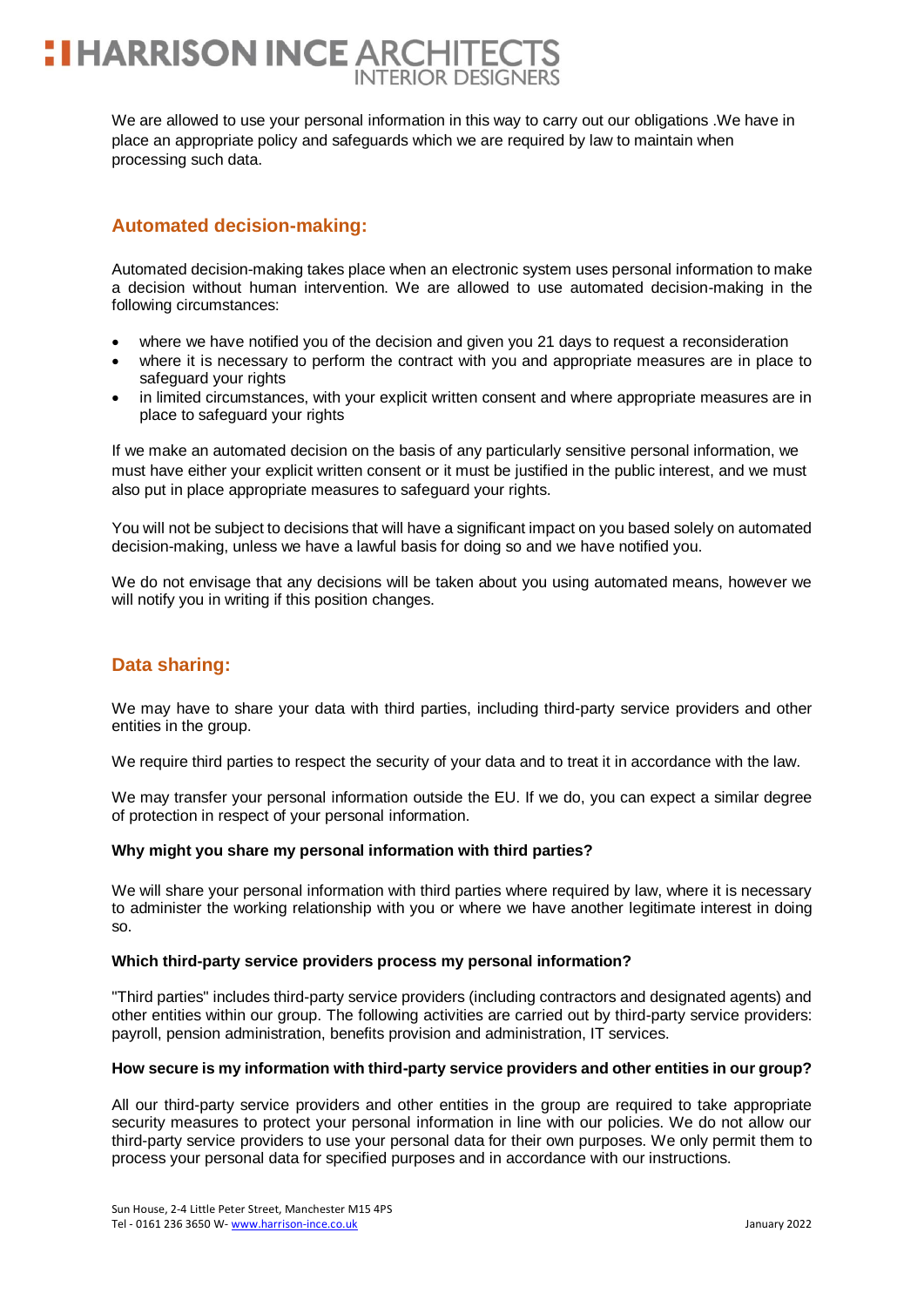We are allowed to use your personal information in this way to carry out our obligations .We have in place an appropriate policy and safeguards which we are required by law to maintain when processing such data.

## Automated decision-making:

Automated decision-making takes place when an electronic system uses personal information to make a decision without human intervention. We are allowed to use automated decision-making in the following circumstances:

- where we have notified you of the decision and given you 21 days to request a reconsideration
- where it is necessary to perform the contract with you and appropriate measures are in place to safeguard your rights
- in limited circumstances, with your explicit written consent and where appropriate measures are in place to safeguard your rights

If we make an automated decision on the basis of any particularly sensitive personal information, we must have either your explicit written consent or it must be justified in the public interest, and we must also put in place appropriate measures to safeguard your rights.

You will not be subject to decisions that will have a significant impact on you based solely on automated decision-making, unless we have a lawful basis for doing so and we have notified you.

We do not envisage that any decisions will be taken about you using automated means, however we will notify you in writing if this position changes.

## Data sharing:

We may have to share your data with third parties, including third-party service providers and other entities in the group.

We require third parties to respect the security of your data and to treat it in accordance with the law.

We may transfer your personal information outside the EU. If we do, you can expect a similar degree of protection in respect of your personal information.

**Why might you share my personal information with third parties?**

We will share your personal information with third parties where required by law, where it is necessary to administer the working relationship with you or where we have another legitimate interest in doing so.

**Which third-party service providers process my personal information?**

"Third parties" includes third-party service providers (including contractors and designated agents) and other entities within our group. The following activities are carried out by third-party service providers: payroll, pension administration, benefits provision and administration, IT services.

**How secure is my information with third-party service providers and other entities in our group?**

All our third-party service providers and other entities in the group are required to take appropriate security measures to protect your personal information in line with our policies. We do not allow our third-party service providers to use your personal data for their own purposes. We only permit them to process your personal data for specified purposes and in accordance with our instructions.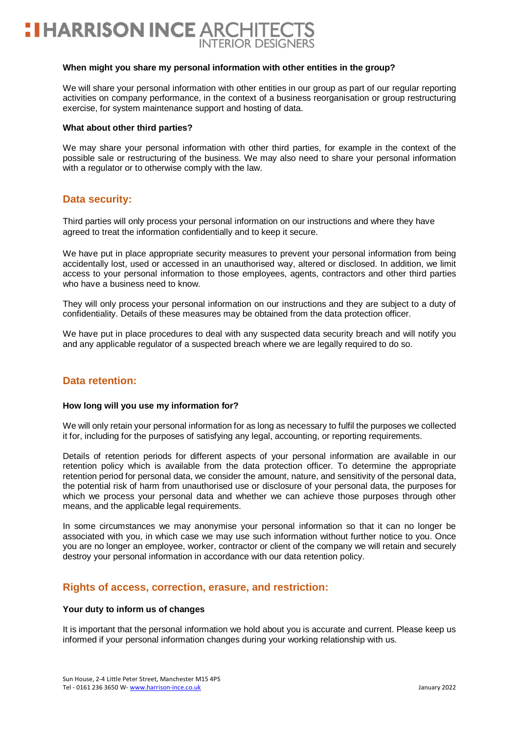**When might you share my personal information with other entities in the group?**

We will share your personal information with other entities in our group as part of our regular reporting activities on company performance, in the context of a business reorganisation or group restructuring exercise, for system maintenance support and hosting of data.

**What about other third parties?**

We may share your personal information with other third parties, for example in the context of the possible sale or restructuring of the business. We may also need to share your personal information with a regulator or to otherwise comply with the law.

## Data security:

Third parties will only process your personal information on our instructions and where they have agreed to treat the information confidentially and to keep it secure.

We have put in place appropriate security measures to prevent your personal information from being accidentally lost, used or accessed in an unauthorised way, altered or disclosed. In addition, we limit access to your personal information to those employees, agents, contractors and other third parties who have a business need to know.

They will only process your personal information on our instructions and they are subject to a duty of confidentiality. Details of these measures may be obtained from the data protection officer.

We have put in place procedures to deal with any suspected data security breach and will notify you and any applicable regulator of a suspected breach where we are legally required to do so.

## Data retention:

**How long will you use my information for?**

We will only retain your personal information for as long as necessary to fulfil the purposes we collected it for, including for the purposes of satisfying any legal, accounting, or reporting requirements.

Details of retention periods for different aspects of your personal information are available in our retention policy which is available from the data protection officer. To determine the appropriate retention period for personal data, we consider the amount, nature, and sensitivity of the personal data, the potential risk of harm from unauthorised use or disclosure of your personal data, the purposes for which we process your personal data and whether we can achieve those purposes through other means, and the applicable legal requirements.

In some circumstances we may anonymise your personal information so that it can no longer be associated with you, in which case we may use such information without further notice to you. Once you are no longer an employee, worker, contractor or client of the company we will retain and securely destroy your personal information in accordance with our data retention policy.

## Rights of access, correction, erasure, and restriction:

**Your duty to inform us of changes**

It is important that the personal information we hold about you is accurate and current. Please keep us informed if your personal information changes during your working relationship with us.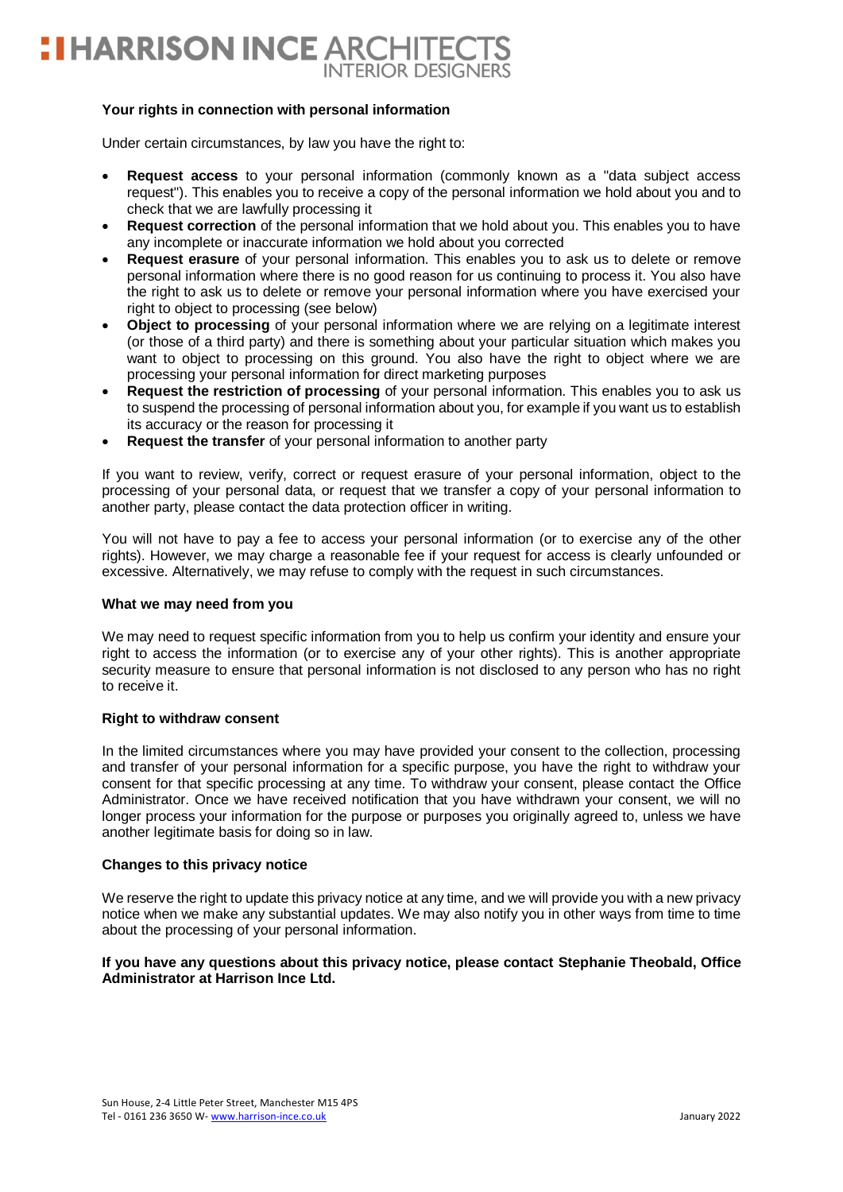### Your rights in connection with personal information

Under certain circumstances, by law you have the right to:

- **Request access** to your personal information (commonly known as a "data subject access request"). This enables you to receive a copy of the personal information we hold about you and to check that we are lawfully processing it
- **Request correction** of the personal information that we hold about you. This enables you to have any incomplete or inaccurate information we hold about you corrected
- **Request erasure** of your personal information. This enables you to ask us to delete or remove personal information where there is no good reason for us continuing to process it. You also have the right to ask us to delete or remove your personal information where you have exercised your right to object to processing (see below)
- **Object to processing** of your personal information where we are relying on a legitimate interest (or those of a third party) and there is something about your particular situation which makes you want to object to processing on this ground. You also have the right to object where we are processing your personal information for direct marketing purposes
- **Request the restriction of processing** of your personal information. This enables you to ask us to suspend the processing of personal information about you, for example if you want us to establish its accuracy or the reason for processing it
- **Request the transfer** of your personal information to another party

If you want to review, verify, correct or request erasure of your personal information, object to the processing of your personal data, or request that we transfer a copy of your personal information to another party, please contact the data protection officer in writing.

You will not have to pay a fee to access your personal information (or to exercise any of the other rights). However, we may charge a reasonable fee if your request for access is clearly unfounded or excessive. Alternatively, we may refuse to comply with the request in such circumstances.

### What we may need from you

We may need to request specific information from you to help us confirm your identity and ensure your right to access the information (or to exercise any of your other rights). This is another appropriate security measure to ensure that personal information is not disclosed to any person who has no right to receive it.

### Right to withdraw consent

In the limited circumstances where you may have provided your consent to the collection, processing and transfer of your personal information for a specific purpose, you have the right to withdraw your consent for that specific processing at any time. To withdraw your consent, please contact the Office Administrator. Once we have received notification that you have withdrawn your consent, we will no longer process your information for the purpose or purposes you originally agreed to, unless we have another legitimate basis for doing so in law.

### Changes to this privacy notice

We reserve the right to update this privacy notice at any time, and we will provide you with a new privacy notice when we make any substantial updates. We may also notify you in other ways from time to time about the processing of your personal information.

**If you have any questions about this privacy notice, please contact Stephanie Theobald, Office Administrator at Harrison Ince Ltd.**